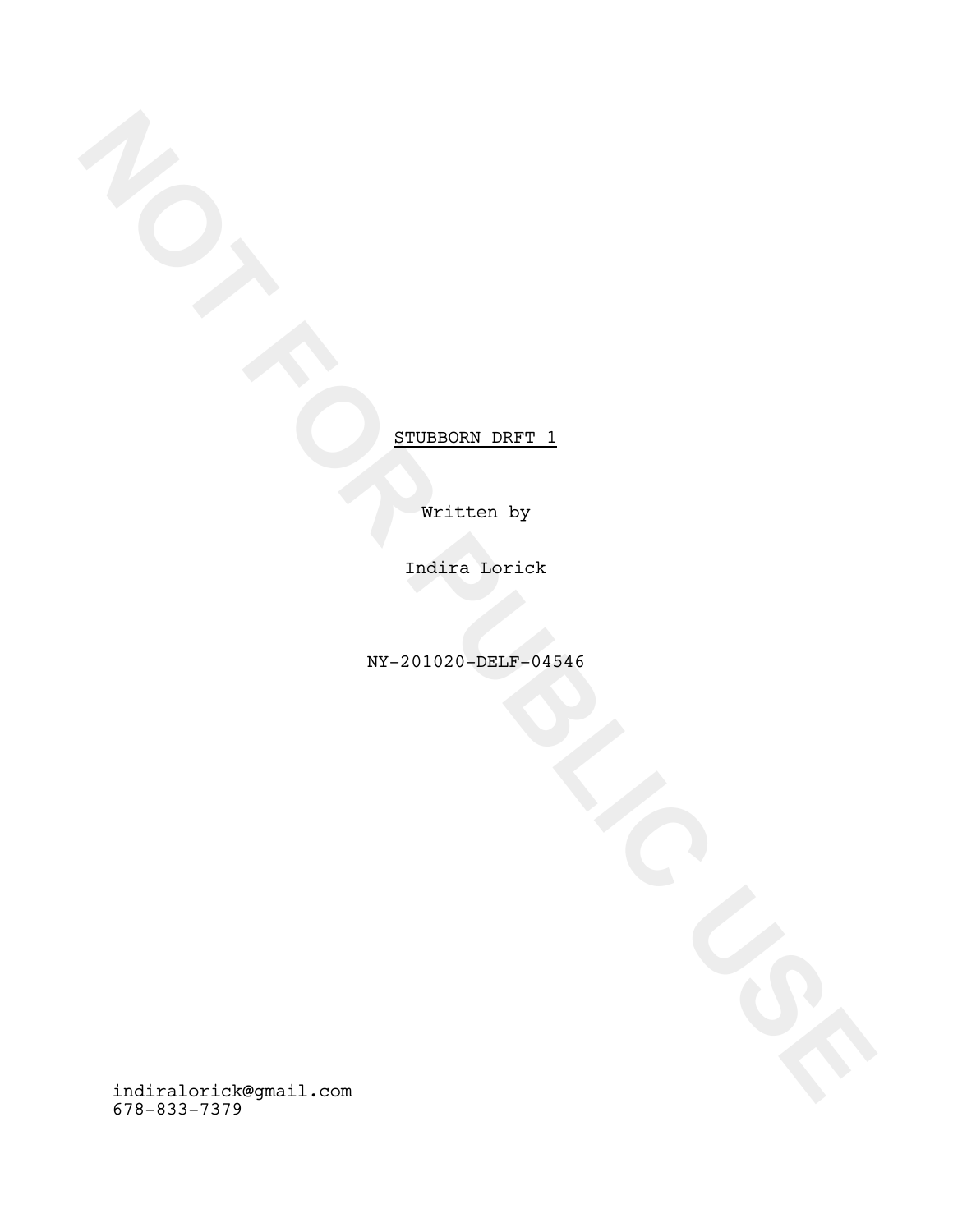NOT FOR PUBLIC USE

STUBBORN DRFT 1

Written by

Indira Lorick

NY-201020-DELF-04546

indiralorick@gmail.com
678-833-7379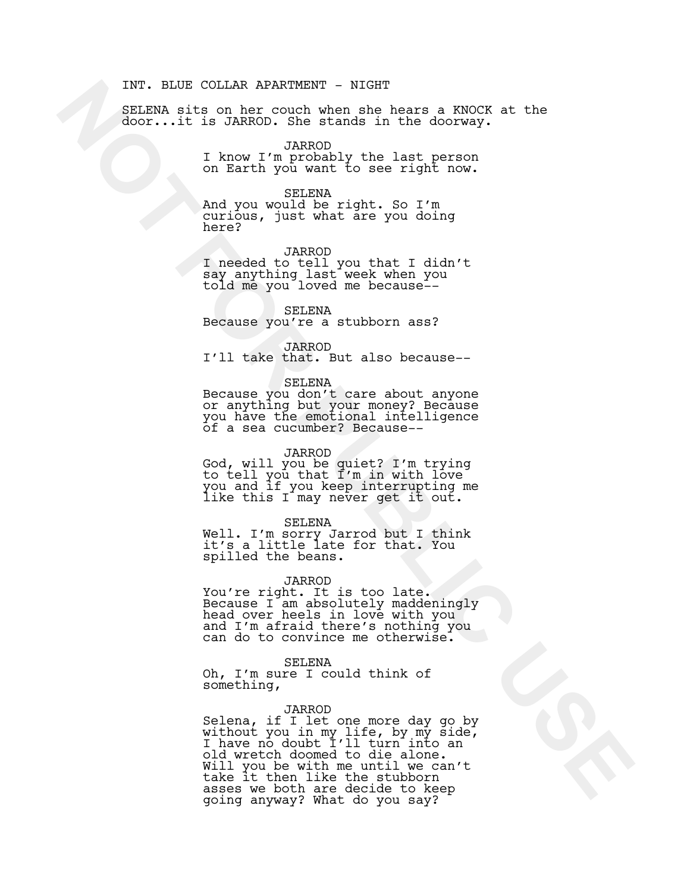INT. BLUE COLLAR APARTMENT - NIGHT

SELENA sits on her couch when she hears a KNOCK at the door...it is JARROD. She stands in the doorway.

JARROD
I know I'm probably the last person on Earth you want to see right now.

SELENA
And you would be right. So I'm curious, just what are you doing here?

JARROD
I needed to tell you that I didn't say anything last week when you told me you loved me because--

SELENA
Because you're a stubborn ass?

JARROD
I'll take that. But also because--

SELENA
Because you don't care about anyone or anything but your money? Because you have the emotional intelligence of a sea cucumber? Because--

JARROD
God, will you be quiet? I'm trying to tell you that I'm in with love you and if you keep interrupting me like this I may never get it out.

SELENA
Well. I'm sorry Jarrod but I think it's a little late for that. You spilled the beans.

JARROD
You're right. It is too late. Because I am absolutely maddeningly head over heels in love with you and I'm afraid there's nothing you can do to convince me otherwise.

SELENA
Oh, I'm sure I could think of something,

JARROD
Selena, if I let one more day go by without you in my life, by my side, I have no doubt I'll turn into an old wretch doomed to die alone. Will you be with me until we can't take it then like the stubborn asses we both are decide to keep going anyway? What do you say?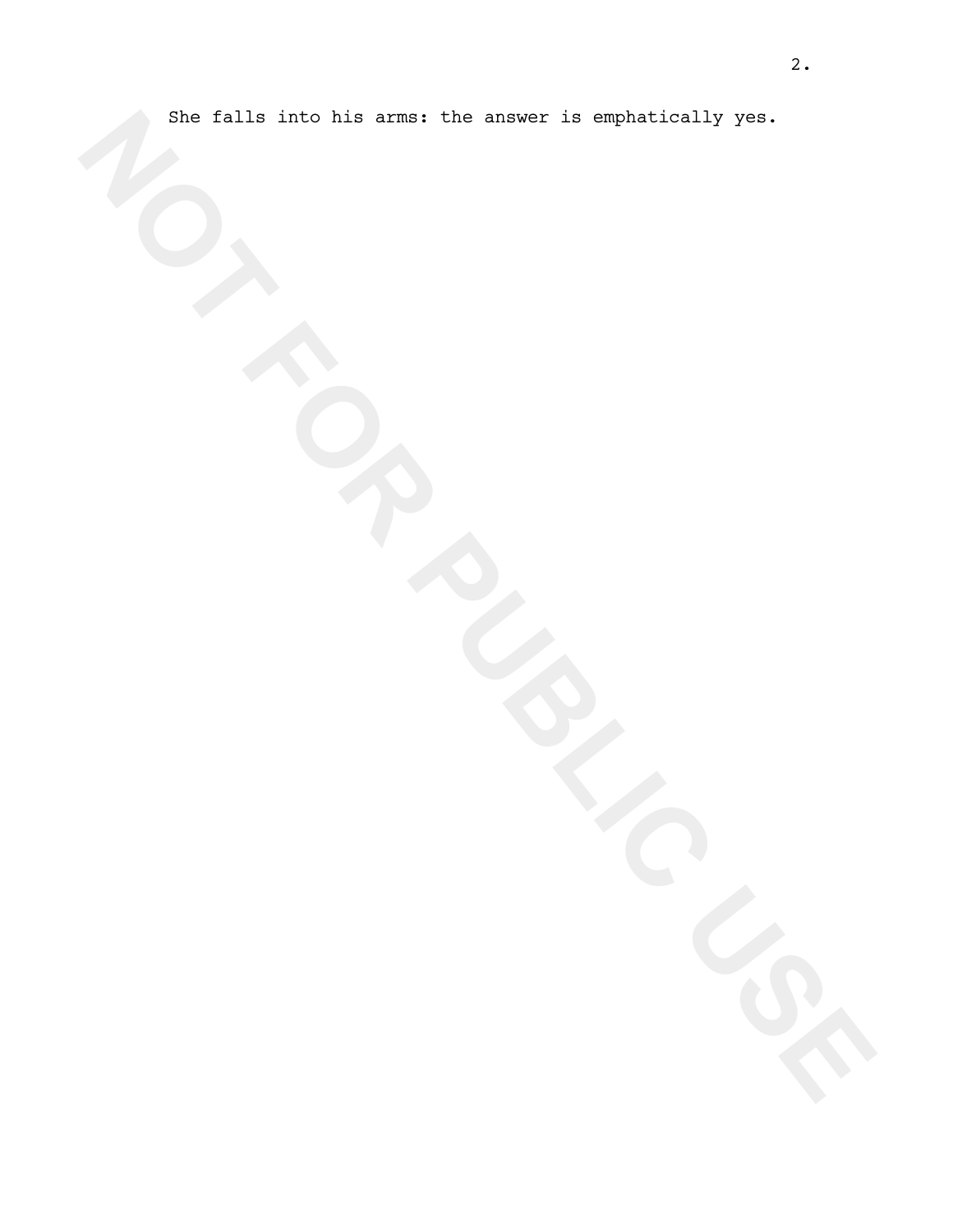She falls into his arms: the answer is emphatically yes.